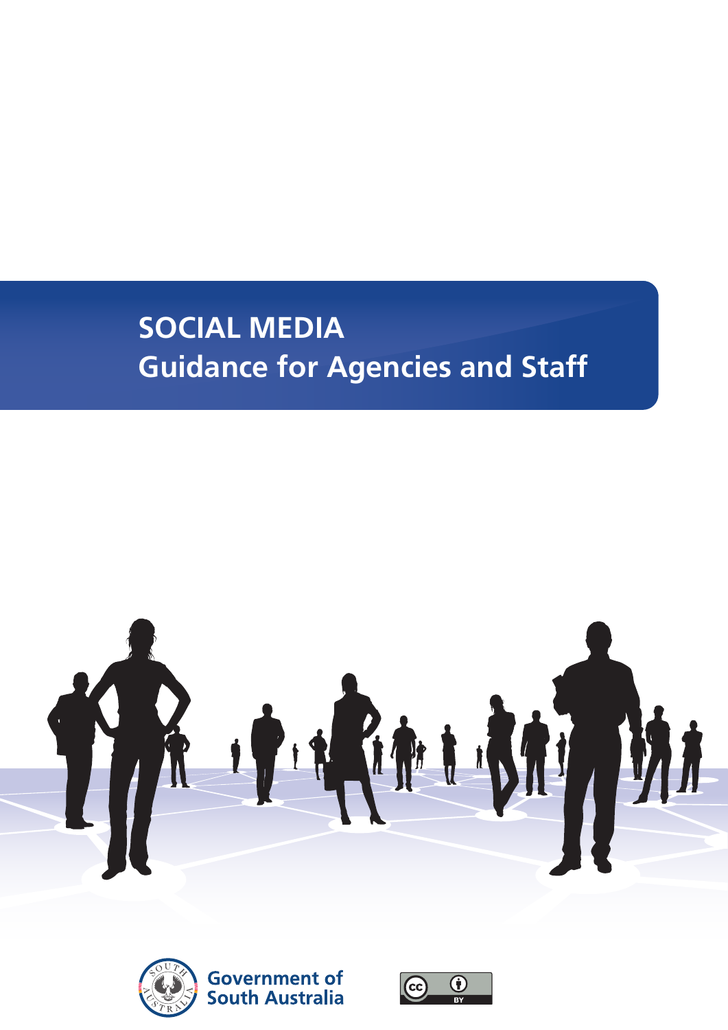# SOCIAL MEDIA

## Guidance for Agencies and Staff

Government of South Australia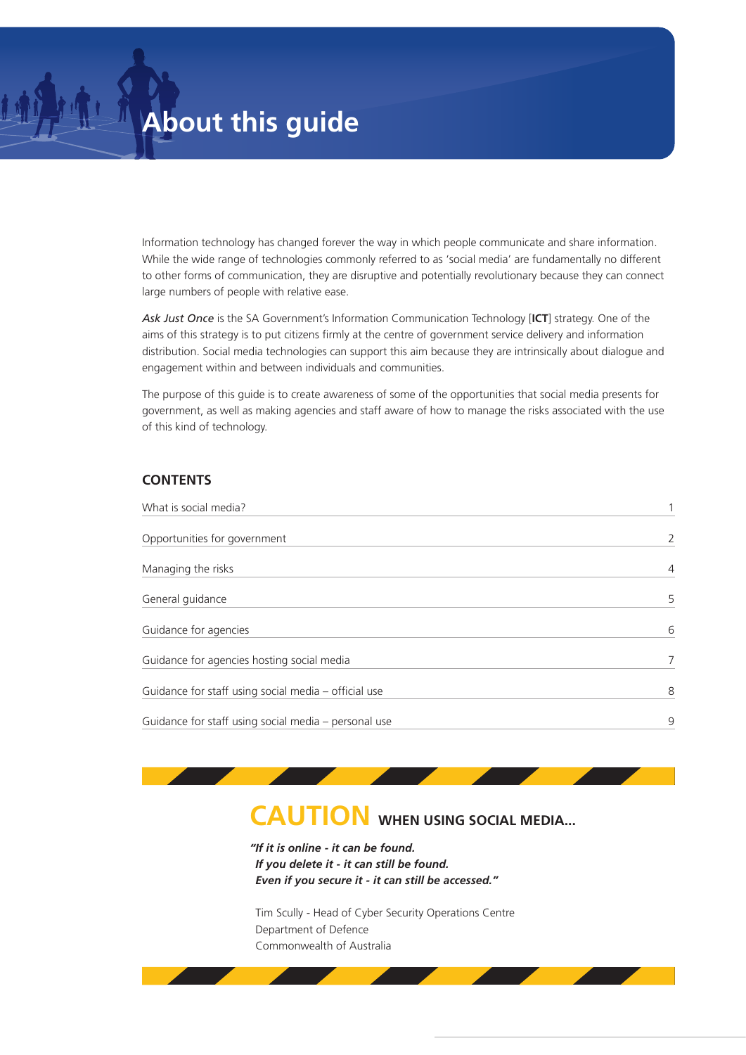# About this guide

Information technology has changed forever the way in which people communicate and share information. While the wide range of technologies commonly referred to as 'social media' are fundamentally no different to other forms of communication, they are disruptive and potentially revolutionary because they can connect large numbers of people with relative ease.

*Ask Just Once* is the SA Government's Information Communication Technology [**ICT**] strategy. One of the aims of this strategy is to put citizens firmly at the centre of government service delivery and information distribution. Social media technologies can support this aim because they are intrinsically about dialogue and engagement within and between individuals and communities.

The purpose of this guide is to create awareness of some of the opportunities that social media presents for government, as well as making agencies and staff aware of how to manage the risks associated with the use of this kind of technology.

## CONTENTS

| | |
|---|---|
| What is social media? | 1 |
| Opportunities for government | 2 |
| Managing the risks | 4 |
| General guidance | 5 |
| Guidance for agencies | 6 |
| Guidance for agencies hosting social media | 7 |
| Guidance for staff using social media – official use | 8 |
| Guidance for staff using social media – personal use | 9 |

## CAUTION WHEN USING SOCIAL MEDIA...

***"If it is online - it can be found.***
***If you delete it - it can still be found.***
***Even if you secure it - it can still be accessed."***

Tim Scully - Head of Cyber Security Operations Centre
Department of Defence
Commonwealth of Australia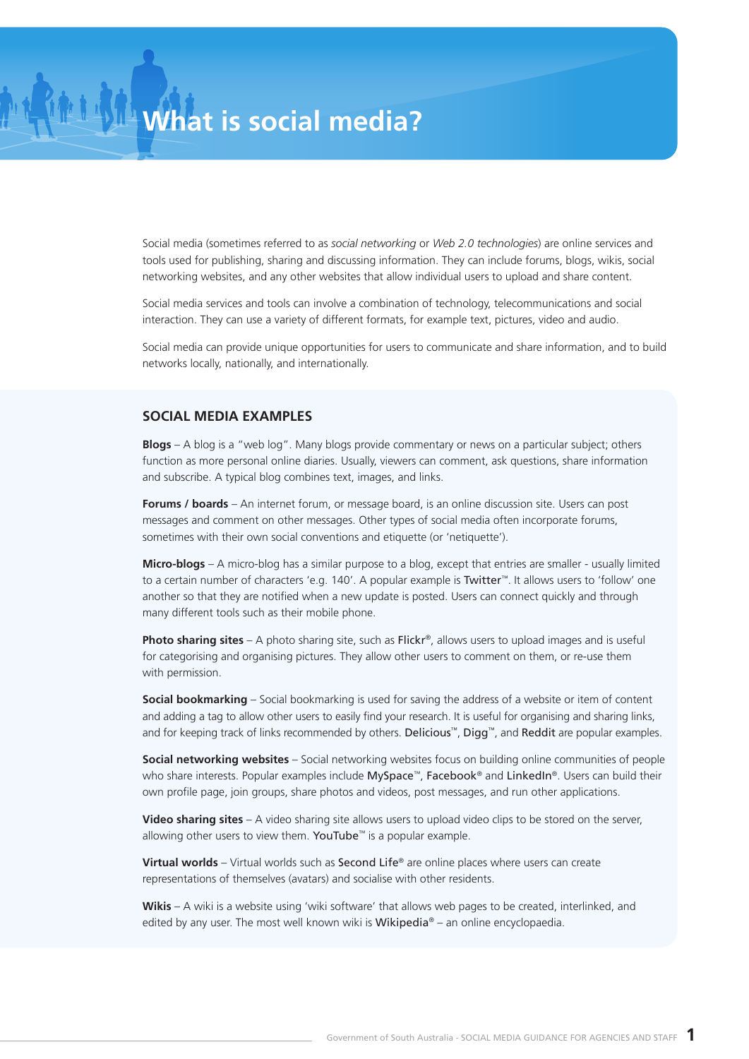# What is social media?

Social media (sometimes referred to as *social networking* or *Web 2.0 technologies*) are online services and tools used for publishing, sharing and discussing information. They can include forums, blogs, wikis, social networking websites, and any other websites that allow individual users to upload and share content.

Social media services and tools can involve a combination of technology, telecommunications and social interaction. They can use a variety of different formats, for example text, pictures, video and audio.

Social media can provide unique opportunities for users to communicate and share information, and to build networks locally, nationally, and internationally.

## SOCIAL MEDIA EXAMPLES

**Blogs** – A blog is a "web log". Many blogs provide commentary or news on a particular subject; others function as more personal online diaries. Usually, viewers can comment, ask questions, share information and subscribe. A typical blog combines text, images, and links.

**Forums / boards** – An internet forum, or message board, is an online discussion site. Users can post messages and comment on other messages. Other types of social media often incorporate forums, sometimes with their own social conventions and etiquette (or 'netiquette').

**Micro-blogs** – A micro-blog has a similar purpose to a blog, except that entries are smaller - usually limited to a certain number of characters 'e.g. 140'. A popular example is Twitter™. It allows users to 'follow' one another so that they are notified when a new update is posted. Users can connect quickly and through many different tools such as their mobile phone.

**Photo sharing sites** – A photo sharing site, such as Flickr®, allows users to upload images and is useful for categorising and organising pictures. They allow other users to comment on them, or re-use them with permission.

**Social bookmarking** – Social bookmarking is used for saving the address of a website or item of content and adding a tag to allow other users to easily find your research. It is useful for organising and sharing links, and for keeping track of links recommended by others. Delicious™, Digg™, and Reddit are popular examples.

**Social networking websites** – Social networking websites focus on building online communities of people who share interests. Popular examples include MySpace™, Facebook® and LinkedIn®. Users can build their own profile page, join groups, share photos and videos, post messages, and run other applications.

**Video sharing sites** – A video sharing site allows users to upload video clips to be stored on the server, allowing other users to view them. YouTube™ is a popular example.

**Virtual worlds** – Virtual worlds such as Second Life® are online places where users can create representations of themselves (avatars) and socialise with other residents.

**Wikis** – A wiki is a website using 'wiki software' that allows web pages to be created, interlinked, and edited by any user. The most well known wiki is Wikipedia® – an online encyclopaedia.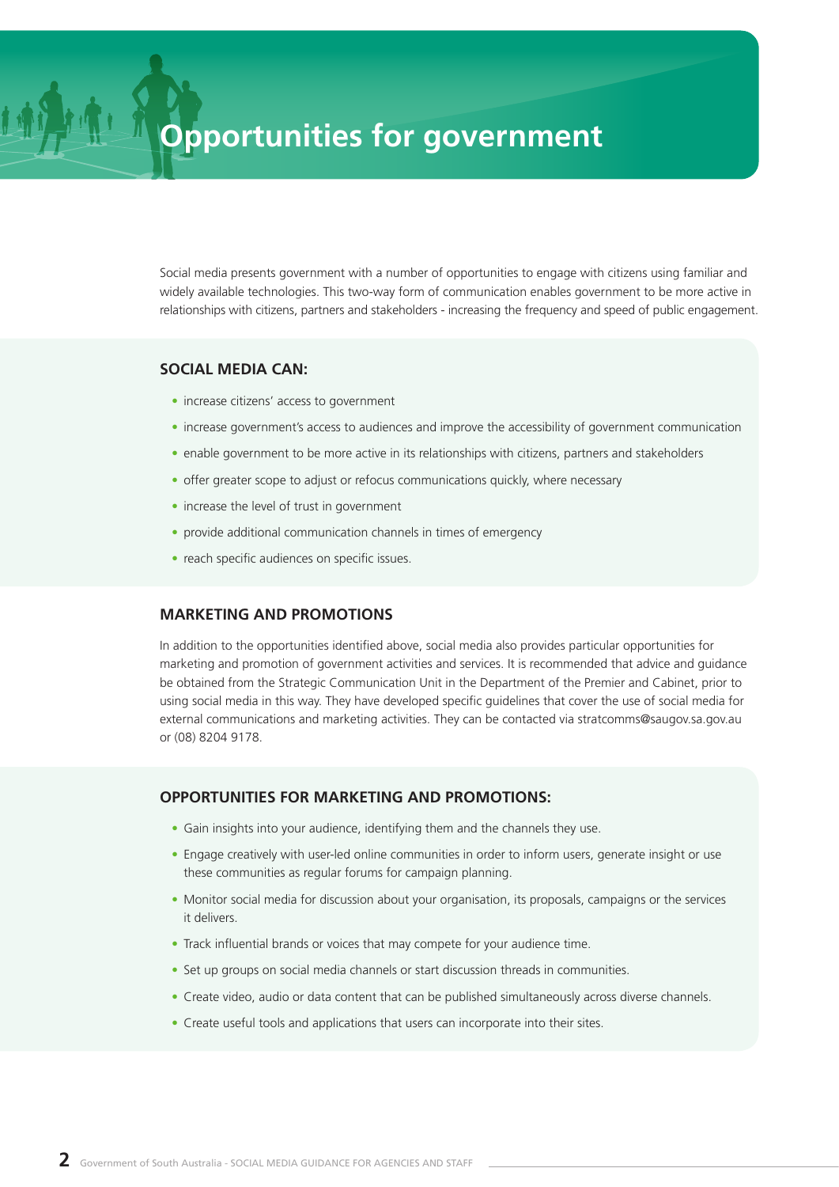# Opportunities for government

Social media presents government with a number of opportunities to engage with citizens using familiar and widely available technologies. This two-way form of communication enables government to be more active in relationships with citizens, partners and stakeholders - increasing the frequency and speed of public engagement.

## SOCIAL MEDIA CAN:

- increase citizens' access to government
- increase government's access to audiences and improve the accessibility of government communication
- enable government to be more active in its relationships with citizens, partners and stakeholders
- offer greater scope to adjust or refocus communications quickly, where necessary
- increase the level of trust in government
- provide additional communication channels in times of emergency
- reach specific audiences on specific issues.

## MARKETING AND PROMOTIONS

In addition to the opportunities identified above, social media also provides particular opportunities for marketing and promotion of government activities and services. It is recommended that advice and guidance be obtained from the Strategic Communication Unit in the Department of the Premier and Cabinet, prior to using social media in this way. They have developed specific guidelines that cover the use of social media for external communications and marketing activities. They can be contacted via stratcomms@saugov.sa.gov.au or (08) 8204 9178.

## OPPORTUNITIES FOR MARKETING AND PROMOTIONS:

- Gain insights into your audience, identifying them and the channels they use.
- Engage creatively with user-led online communities in order to inform users, generate insight or use these communities as regular forums for campaign planning.
- Monitor social media for discussion about your organisation, its proposals, campaigns or the services it delivers.
- Track influential brands or voices that may compete for your audience time.
- Set up groups on social media channels or start discussion threads in communities.
- Create video, audio or data content that can be published simultaneously across diverse channels.
- Create useful tools and applications that users can incorporate into their sites.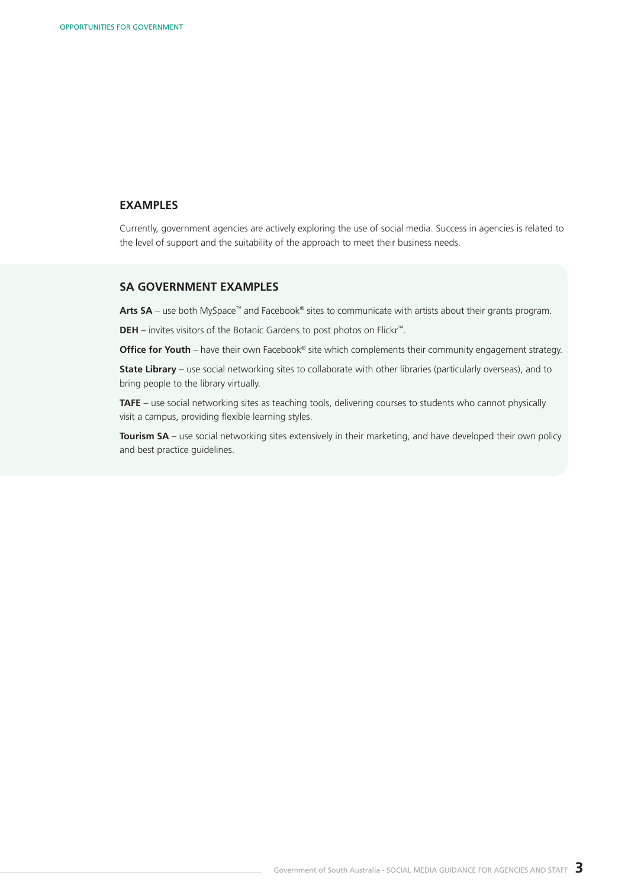## EXAMPLES

Currently, government agencies are actively exploring the use of social media. Success in agencies is related to the level of support and the suitability of the approach to meet their business needs.

### SA GOVERNMENT EXAMPLES

**Arts SA** – use both MySpace™ and Facebook® sites to communicate with artists about their grants program.

**DEH** – invites visitors of the Botanic Gardens to post photos on Flickr™.

**Office for Youth** – have their own Facebook® site which complements their community engagement strategy.

**State Library** – use social networking sites to collaborate with other libraries (particularly overseas), and to bring people to the library virtually.

**TAFE** – use social networking sites as teaching tools, delivering courses to students who cannot physically visit a campus, providing flexible learning styles.

**Tourism SA** – use social networking sites extensively in their marketing, and have developed their own policy and best practice guidelines.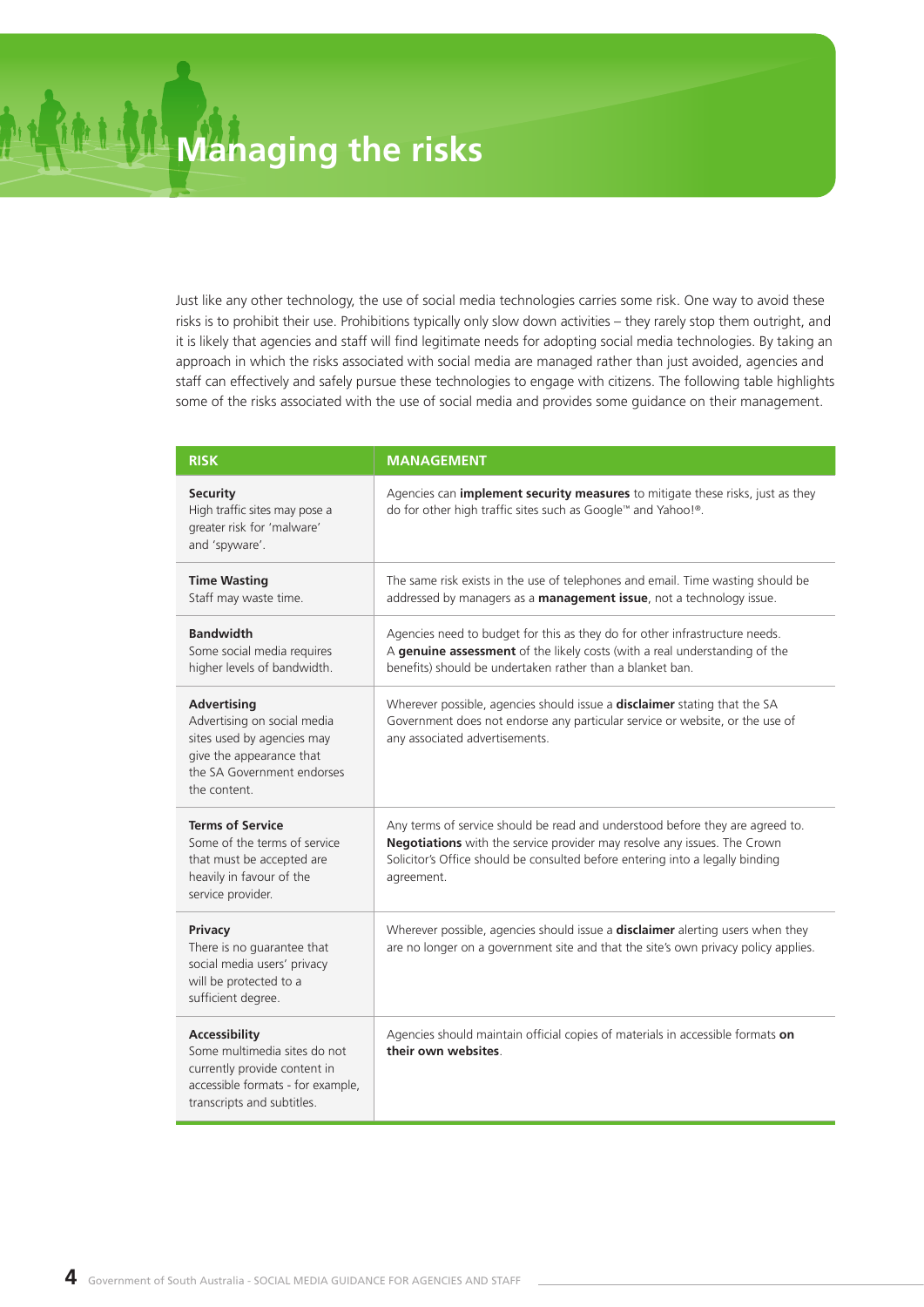# Managing the risks

Just like any other technology, the use of social media technologies carries some risk. One way to avoid these risks is to prohibit their use. Prohibitions typically only slow down activities – they rarely stop them outright, and it is likely that agencies and staff will find legitimate needs for adopting social media technologies. By taking an approach in which the risks associated with social media are managed rather than just avoided, agencies and staff can effectively and safely pursue these technologies to engage with citizens. The following table highlights some of the risks associated with the use of social media and provides some guidance on their management.

| RISK | MANAGEMENT |
|---|---|
| **Security**<br>High traffic sites may pose a greater risk for 'malware' and 'spyware'. | Agencies can **implement security measures** to mitigate these risks, just as they do for other high traffic sites such as Google™ and Yahoo!®. |
| **Time Wasting**<br>Staff may waste time. | The same risk exists in the use of telephones and email. Time wasting should be addressed by managers as a **management issue**, not a technology issue. |
| **Bandwidth**<br>Some social media requires higher levels of bandwidth. | Agencies need to budget for this as they do for other infrastructure needs. A **genuine assessment** of the likely costs (with a real understanding of the benefits) should be undertaken rather than a blanket ban. |
| **Advertising**<br>Advertising on social media sites used by agencies may give the appearance that the SA Government endorses the content. | Wherever possible, agencies should issue a **disclaimer** stating that the SA Government does not endorse any particular service or website, or the use of any associated advertisements. |
| **Terms of Service**<br>Some of the terms of service that must be accepted are heavily in favour of the service provider. | Any terms of service should be read and understood before they are agreed to. **Negotiations** with the service provider may resolve any issues. The Crown Solicitor's Office should be consulted before entering into a legally binding agreement. |
| **Privacy**<br>There is no guarantee that social media users' privacy will be protected to a sufficient degree. | Wherever possible, agencies should issue a **disclaimer** alerting users when they are no longer on a government site and that the site's own privacy policy applies. |
| **Accessibility**<br>Some multimedia sites do not currently provide content in accessible formats - for example, transcripts and subtitles. | Agencies should maintain official copies of materials in accessible formats **on their own websites**. |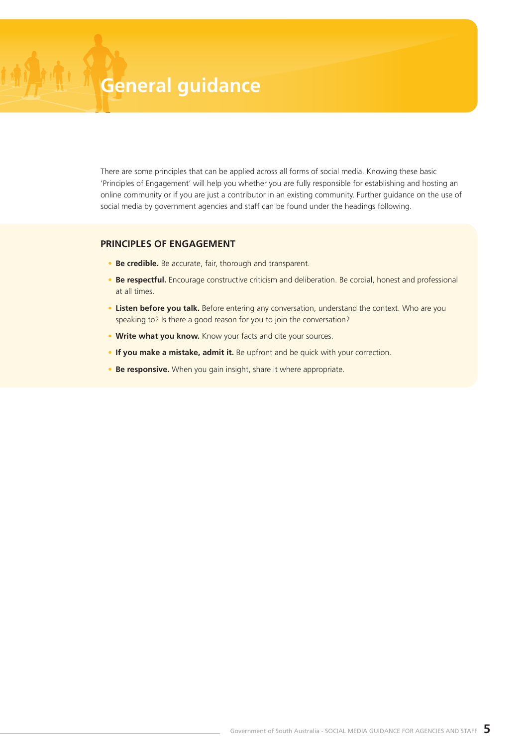# General guidance

There are some principles that can be applied across all forms of social media. Knowing these basic 'Principles of Engagement' will help you whether you are fully responsible for establishing and hosting an online community or if you are just a contributor in an existing community. Further guidance on the use of social media by government agencies and staff can be found under the headings following.

## PRINCIPLES OF ENGAGEMENT

- **Be credible.** Be accurate, fair, thorough and transparent.
- **Be respectful.** Encourage constructive criticism and deliberation. Be cordial, honest and professional at all times.
- **Listen before you talk.** Before entering any conversation, understand the context. Who are you speaking to? Is there a good reason for you to join the conversation?
- **Write what you know.** Know your facts and cite your sources.
- **If you make a mistake, admit it.** Be upfront and be quick with your correction.
- **Be responsive.** When you gain insight, share it where appropriate.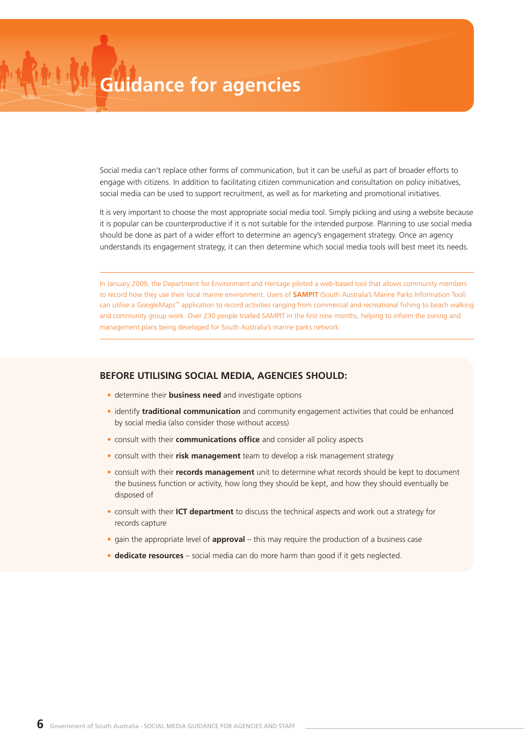# Guidance for agencies

Social media can't replace other forms of communication, but it can be useful as part of broader efforts to engage with citizens. In addition to facilitating citizen communication and consultation on policy initiatives, social media can be used to support recruitment, as well as for marketing and promotional initiatives.

It is very important to choose the most appropriate social media tool. Simply picking and using a website because it is popular can be counterproductive if it is not suitable for the intended purpose. Planning to use social media should be done as part of a wider effort to determine an agency's engagement strategy. Once an agency understands its engagement strategy, it can then determine which social media tools will best meet its needs.

---

In January 2009, the Department for Environment and Heritage piloted a web-based tool that allows community members to record how they use their local marine environment. Users of **SAMPIT** (South Australia's Marine Parks Information Tool) can utilise a GoogleMaps™ application to record activities ranging from commercial and recreational fishing to beach walking and community group work. Over 230 people trialled SAMPIT in the first nine months, helping to inform the zoning and management plans being developed for South Australia's marine parks network.

---

## BEFORE UTILISING SOCIAL MEDIA, AGENCIES SHOULD:

- determine their **business need** and investigate options
- identify **traditional communication** and community engagement activities that could be enhanced by social media (also consider those without access)
- consult with their **communications office** and consider all policy aspects
- consult with their **risk management** team to develop a risk management strategy
- consult with their **records management** unit to determine what records should be kept to document the business function or activity, how long they should be kept, and how they should eventually be disposed of
- consult with their **ICT department** to discuss the technical aspects and work out a strategy for records capture
- gain the appropriate level of **approval** – this may require the production of a business case
- **dedicate resources** – social media can do more harm than good if it gets neglected.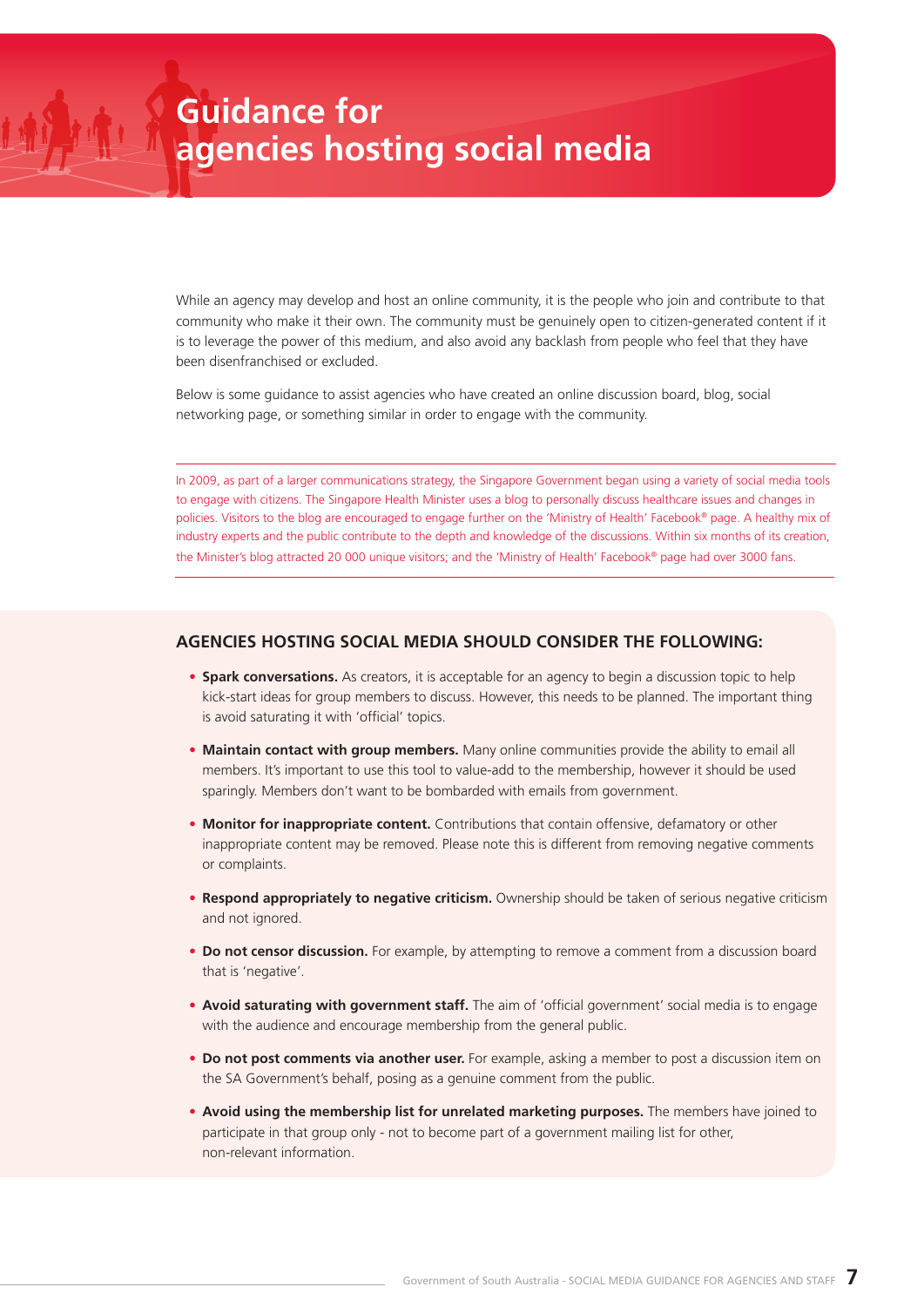# Guidance for agencies hosting social media

While an agency may develop and host an online community, it is the people who join and contribute to that community who make it their own. The community must be genuinely open to citizen-generated content if it is to leverage the power of this medium, and also avoid any backlash from people who feel that they have been disenfranchised or excluded.

Below is some guidance to assist agencies who have created an online discussion board, blog, social networking page, or something similar in order to engage with the community.

---

In 2009, as part of a larger communications strategy, the Singapore Government began using a variety of social media tools to engage with citizens. The Singapore Health Minister uses a blog to personally discuss healthcare issues and changes in policies. Visitors to the blog are encouraged to engage further on the 'Ministry of Health' Facebook® page. A healthy mix of industry experts and the public contribute to the depth and knowledge of the discussions. Within six months of its creation, the Minister's blog attracted 20 000 unique visitors; and the 'Ministry of Health' Facebook® page had over 3000 fans.

---

## AGENCIES HOSTING SOCIAL MEDIA SHOULD CONSIDER THE FOLLOWING:

- **Spark conversations.** As creators, it is acceptable for an agency to begin a discussion topic to help kick-start ideas for group members to discuss. However, this needs to be planned. The important thing is avoid saturating it with 'official' topics.
- **Maintain contact with group members.** Many online communities provide the ability to email all members. It's important to use this tool to value-add to the membership, however it should be used sparingly. Members don't want to be bombarded with emails from government.
- **Monitor for inappropriate content.** Contributions that contain offensive, defamatory or other inappropriate content may be removed. Please note this is different from removing negative comments or complaints.
- **Respond appropriately to negative criticism.** Ownership should be taken of serious negative criticism and not ignored.
- **Do not censor discussion.** For example, by attempting to remove a comment from a discussion board that is 'negative'.
- **Avoid saturating with government staff.** The aim of 'official government' social media is to engage with the audience and encourage membership from the general public.
- **Do not post comments via another user.** For example, asking a member to post a discussion item on the SA Government's behalf, posing as a genuine comment from the public.
- **Avoid using the membership list for unrelated marketing purposes.** The members have joined to participate in that group only - not to become part of a government mailing list for other, non-relevant information.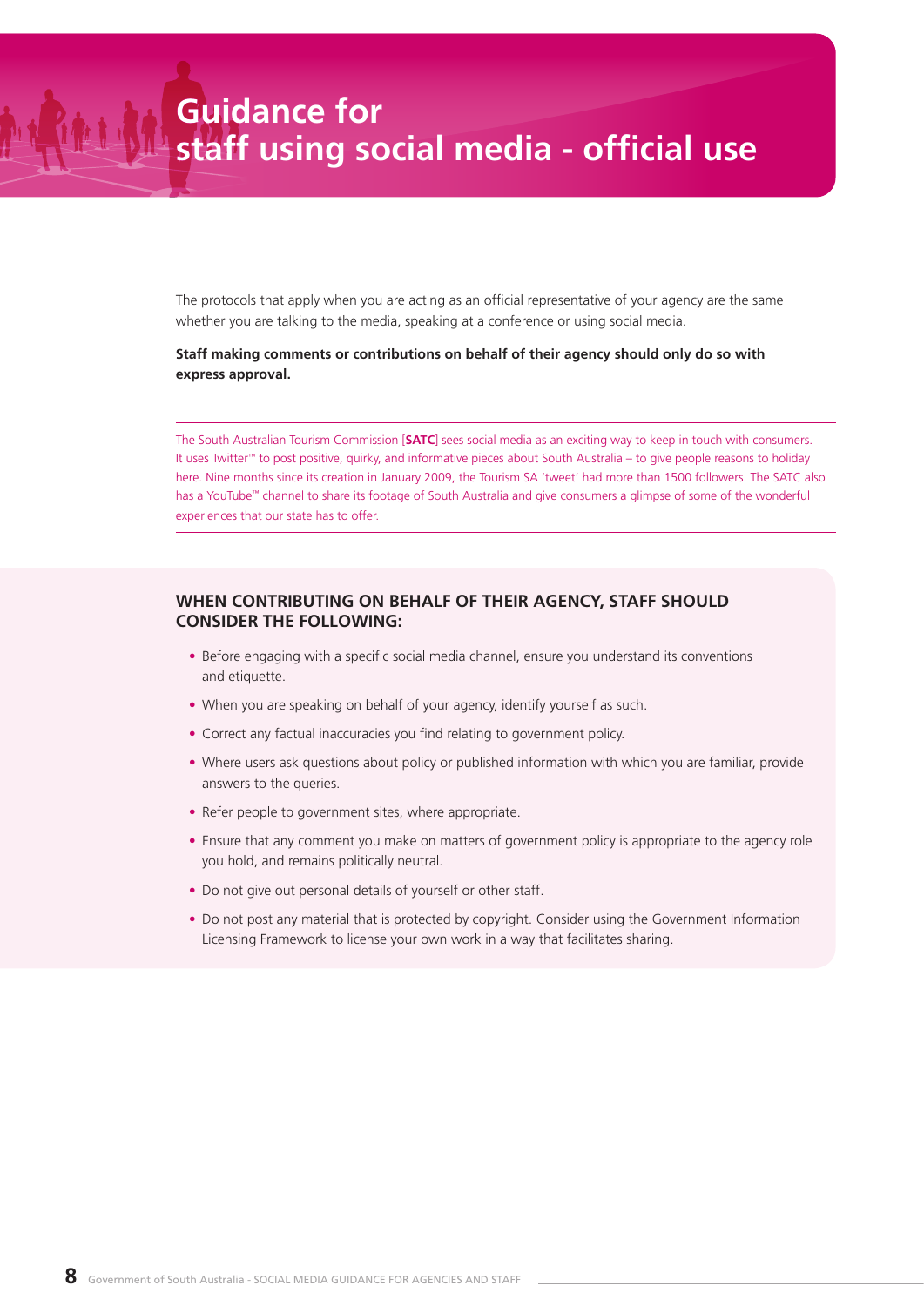# Guidance for staff using social media - official use

The protocols that apply when you are acting as an official representative of your agency are the same whether you are talking to the media, speaking at a conference or using social media.

**Staff making comments or contributions on behalf of their agency should only do so with express approval.**

---

The South Australian Tourism Commission [**SATC**] sees social media as an exciting way to keep in touch with consumers. It uses Twitter™ to post positive, quirky, and informative pieces about South Australia – to give people reasons to holiday here. Nine months since its creation in January 2009, the Tourism SA 'tweet' had more than 1500 followers. The SATC also has a YouTube™ channel to share its footage of South Australia and give consumers a glimpse of some of the wonderful experiences that our state has to offer.

---

## WHEN CONTRIBUTING ON BEHALF OF THEIR AGENCY, STAFF SHOULD CONSIDER THE FOLLOWING:

- Before engaging with a specific social media channel, ensure you understand its conventions and etiquette.
- When you are speaking on behalf of your agency, identify yourself as such.
- Correct any factual inaccuracies you find relating to government policy.
- Where users ask questions about policy or published information with which you are familiar, provide answers to the queries.
- Refer people to government sites, where appropriate.
- Ensure that any comment you make on matters of government policy is appropriate to the agency role you hold, and remains politically neutral.
- Do not give out personal details of yourself or other staff.
- Do not post any material that is protected by copyright. Consider using the Government Information Licensing Framework to license your own work in a way that facilitates sharing.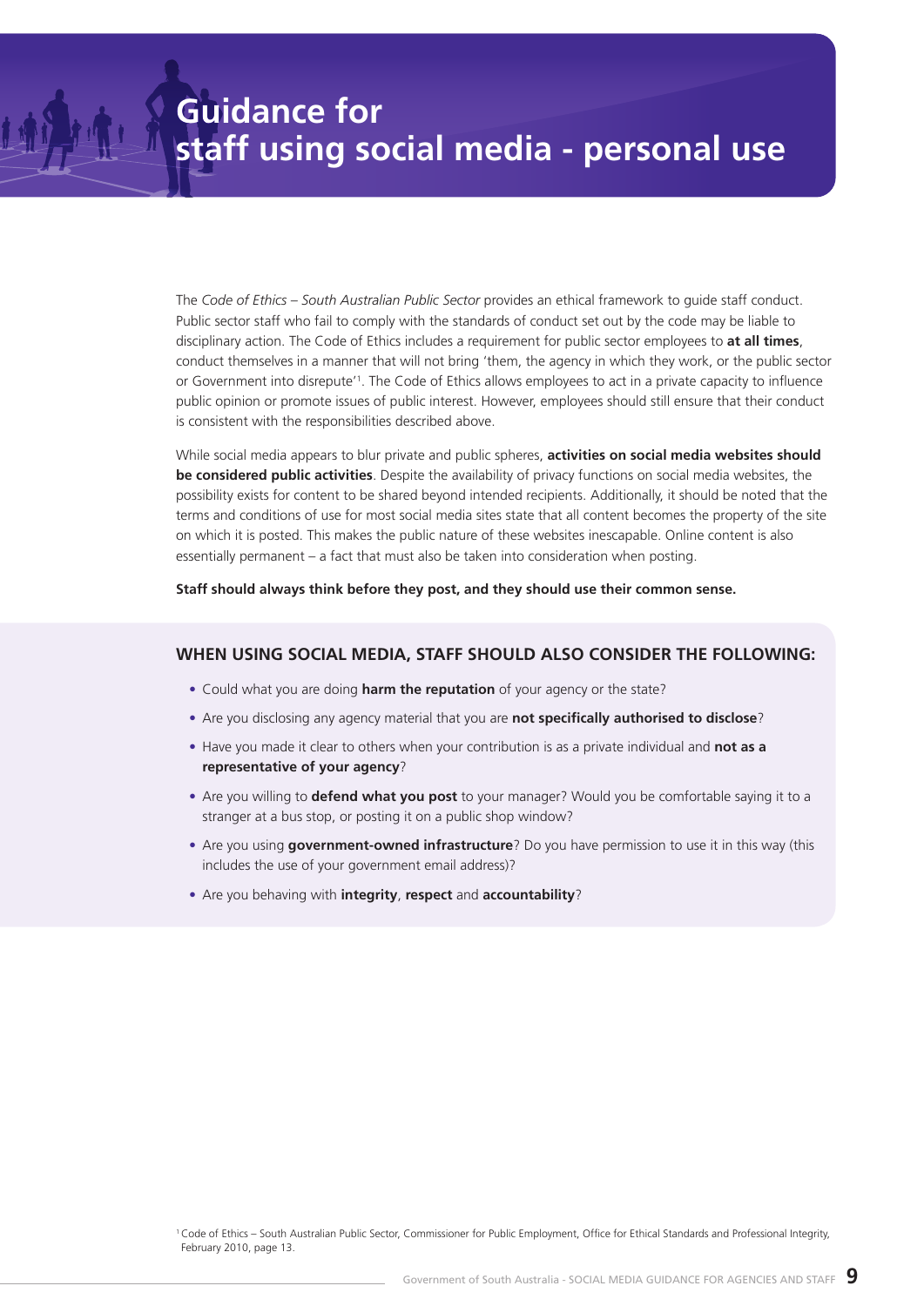# Guidance for staff using social media - personal use

The *Code of Ethics – South Australian Public Sector* provides an ethical framework to guide staff conduct. Public sector staff who fail to comply with the standards of conduct set out by the code may be liable to disciplinary action. The Code of Ethics includes a requirement for public sector employees to **at all times**, conduct themselves in a manner that will not bring 'them, the agency in which they work, or the public sector or Government into disrepute'[1]. The Code of Ethics allows employees to act in a private capacity to influence public opinion or promote issues of public interest. However, employees should still ensure that their conduct is consistent with the responsibilities described above.

While social media appears to blur private and public spheres, **activities on social media websites should be considered public activities**. Despite the availability of privacy functions on social media websites, the possibility exists for content to be shared beyond intended recipients. Additionally, it should be noted that the terms and conditions of use for most social media sites state that all content becomes the property of the site on which it is posted. This makes the public nature of these websites inescapable. Online content is also essentially permanent – a fact that must also be taken into consideration when posting.

**Staff should always think before they post, and they should use their common sense.**

## WHEN USING SOCIAL MEDIA, STAFF SHOULD ALSO CONSIDER THE FOLLOWING:

- Could what you are doing **harm the reputation** of your agency or the state?
- Are you disclosing any agency material that you are **not specifically authorised to disclose**?
- Have you made it clear to others when your contribution is as a private individual and **not as a representative of your agency**?
- Are you willing to **defend what you post** to your manager? Would you be comfortable saying it to a stranger at a bus stop, or posting it on a public shop window?
- Are you using **government-owned infrastructure**? Do you have permission to use it in this way (this includes the use of your government email address)?
- Are you behaving with **integrity**, **respect** and **accountability**?

[1] Code of Ethics – South Australian Public Sector, Commissioner for Public Employment, Office for Ethical Standards and Professional Integrity, February 2010, page 13.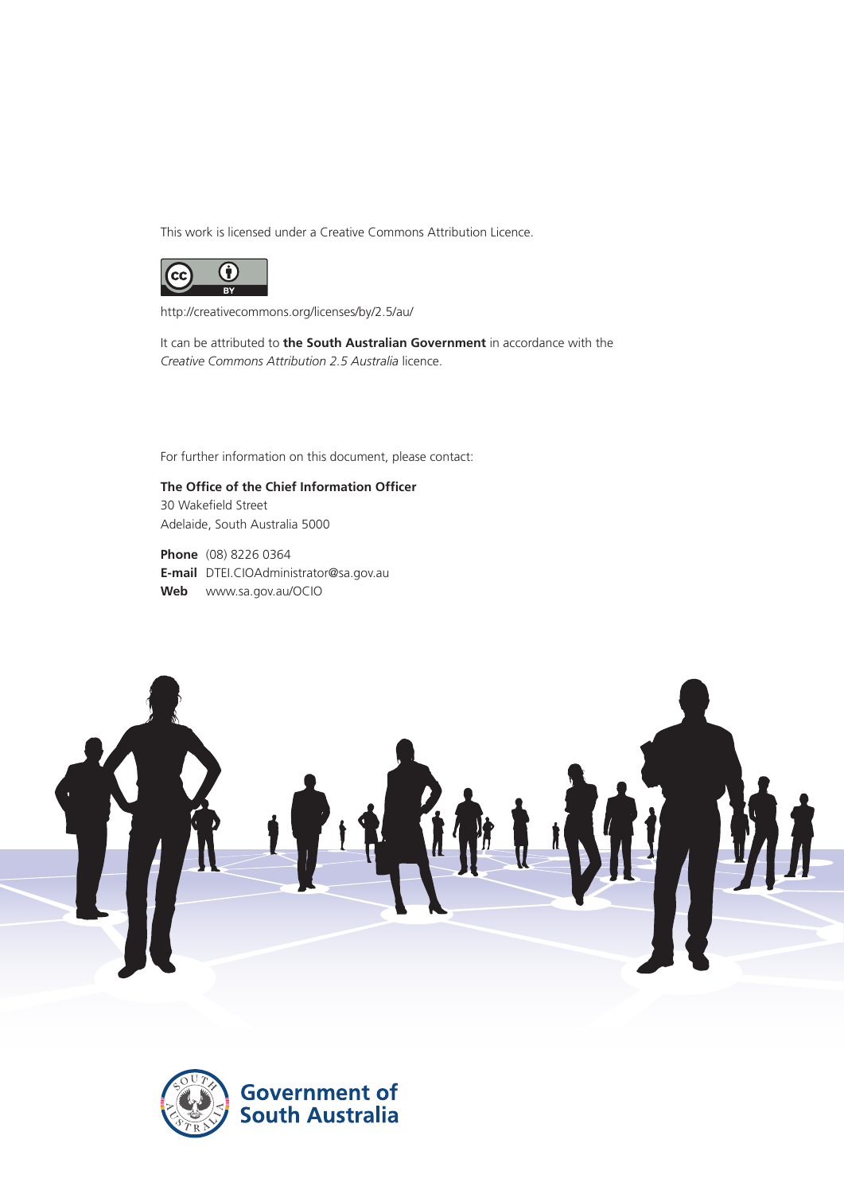This work is licensed under a Creative Commons Attribution Licence.

http://creativecommons.org/licenses/by/2.5/au/

It can be attributed to **the South Australian Government** in accordance with the *Creative Commons Attribution 2.5 Australia* licence.

For further information on this document, please contact:

**The Office of the Chief Information Officer**
30 Wakefield Street
Adelaide, South Australia 5000

**Phone** (08) 8226 0364
**E-mail** DTEI.CIOAdministrator@sa.gov.au
**Web** www.sa.gov.au/OCIO

Government of South Australia